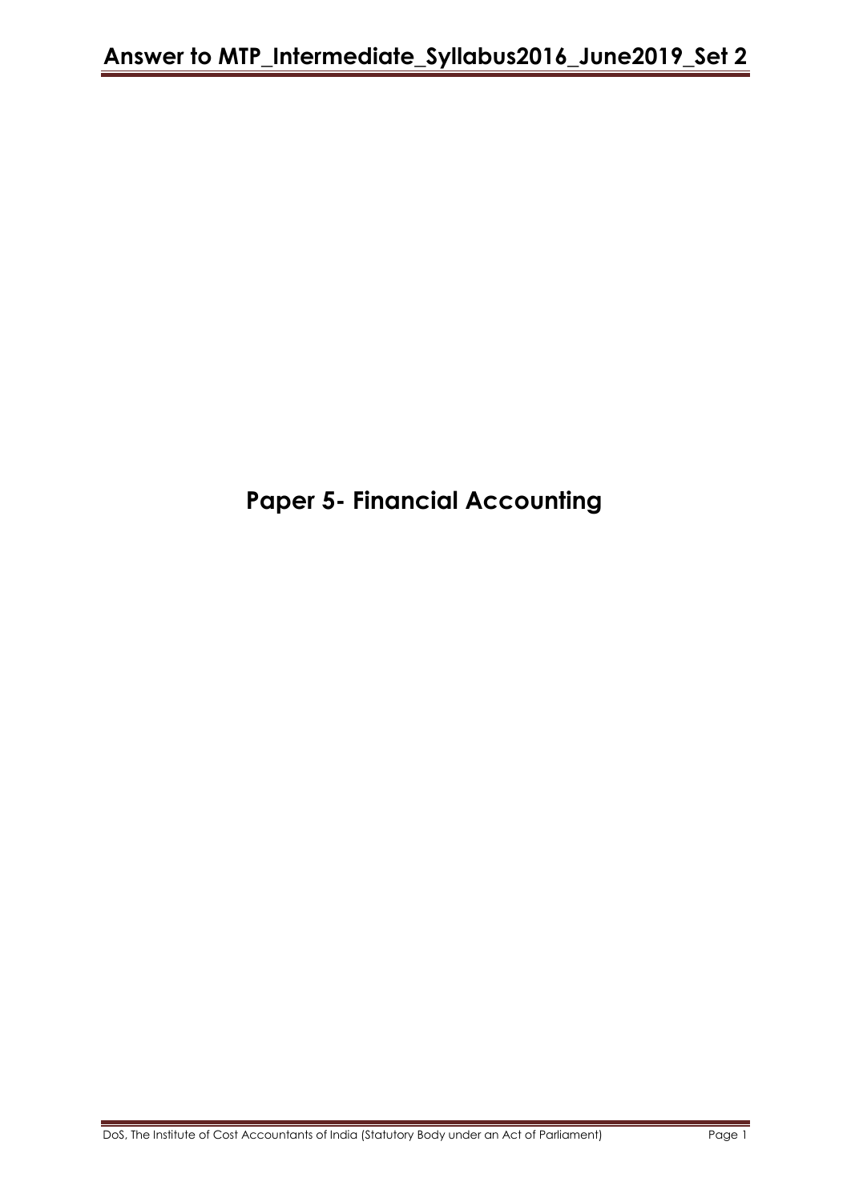# Paper 5- Financial Accounting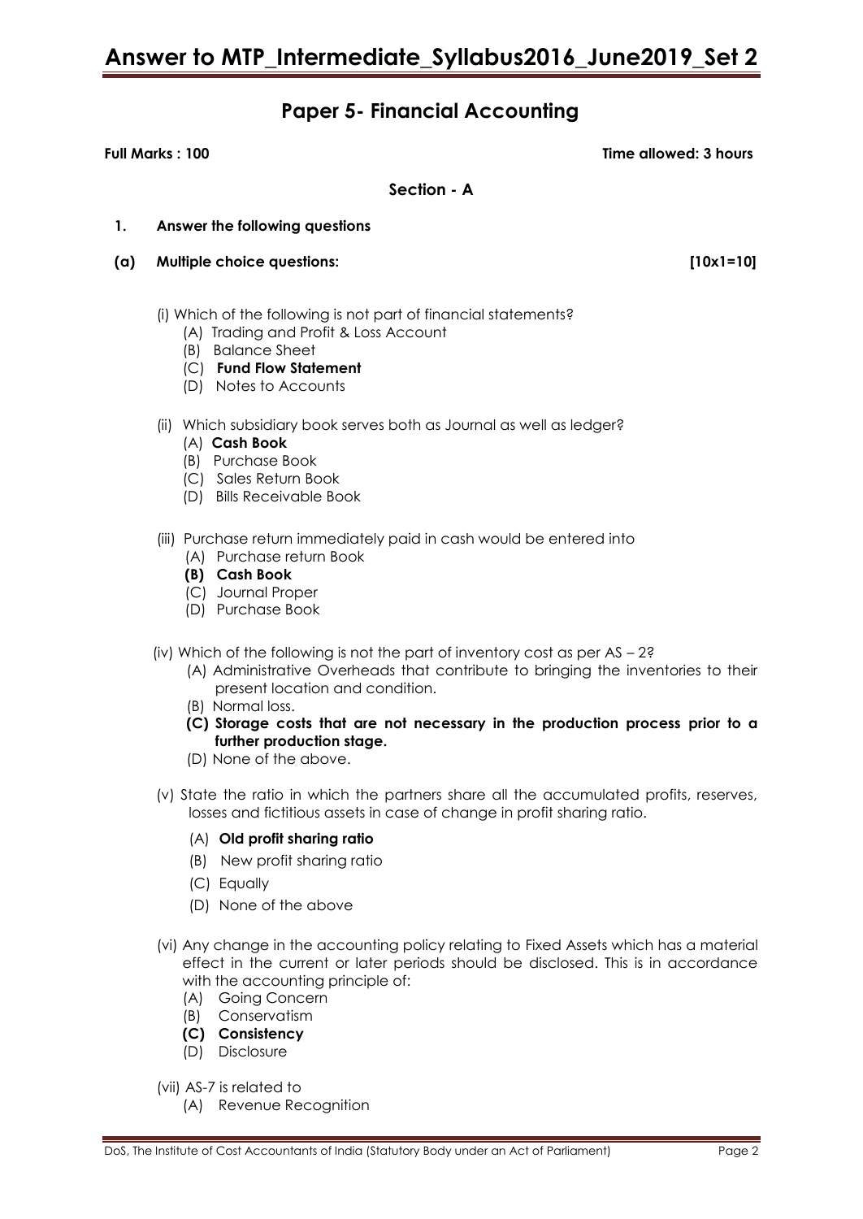# Paper 5- Financial Accounting

**Full Marks : 100** **Time allowed: 3 hours**

## Section - A

**1. Answer the following questions**

**(a) Multiple choice questions: [10x1=10]**

(i) Which of the following is not part of financial statements?
- (A) Trading and Profit & Loss Account
- (B) Balance Sheet
- **(C) Fund Flow Statement**
- (D) Notes to Accounts

(ii) Which subsidiary book serves both as Journal as well as ledger?
- **(A) Cash Book**
- (B) Purchase Book
- (C) Sales Return Book
- (D) Bills Receivable Book

(iii) Purchase return immediately paid in cash would be entered into
- (A) Purchase return Book
- **(B) Cash Book**
- (C) Journal Proper
- (D) Purchase Book

(iv) Which of the following is not the part of inventory cost as per AS – 2?
- (A) Administrative Overheads that contribute to bringing the inventories to their present location and condition.
- (B) Normal loss.
- **(C) Storage costs that are not necessary in the production process prior to a further production stage.**
- (D) None of the above.

(v) State the ratio in which the partners share all the accumulated profits, reserves, losses and fictitious assets in case of change in profit sharing ratio.
- **(A) Old profit sharing ratio**
- (B) New profit sharing ratio
- (C) Equally
- (D) None of the above

(vi) Any change in the accounting policy relating to Fixed Assets which has a material effect in the current or later periods should be disclosed. This is in accordance with the accounting principle of:
- (A) Going Concern
- (B) Conservatism
- **(C) Consistency**
- (D) Disclosure

(vii) AS-7 is related to
- (A) Revenue Recognition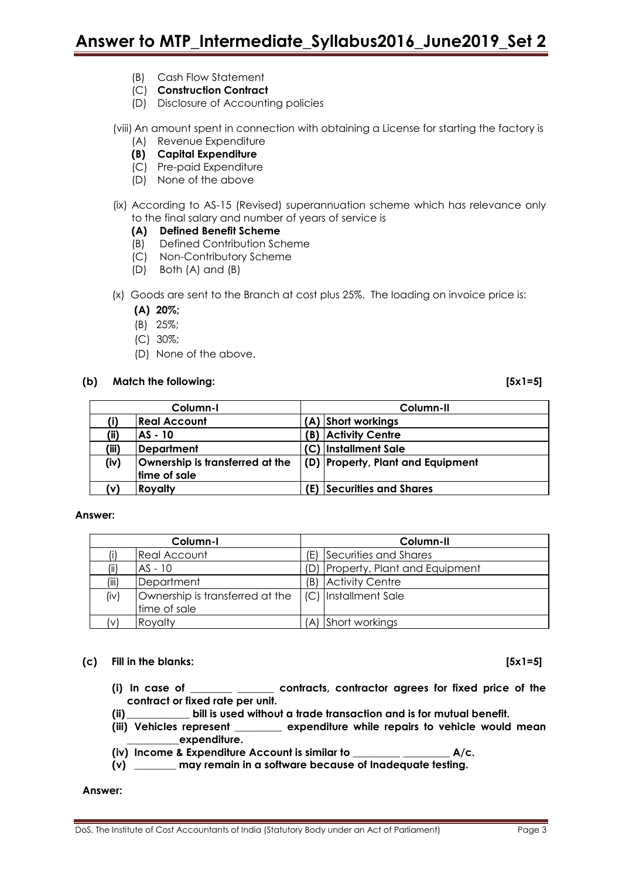(B) Cash Flow Statement
(C) **Construction Contract**
(D) Disclosure of Accounting policies

(viii) An amount spent in connection with obtaining a License for starting the factory is
(A) Revenue Expenditure
**(B) Capital Expenditure**
(C) Pre-paid Expenditure
(D) None of the above

(ix) According to AS-15 (Revised) superannuation scheme which has relevance only to the final salary and number of years of service is
**(A) Defined Benefit Scheme**
(B) Defined Contribution Scheme
(C) Non-Contributory Scheme
(D) Both (A) and (B)

(x) Goods are sent to the Branch at cost plus 25%. The loading on invoice price is:
**(A) 20%;**
(B) 25%;
(C) 30%;
(D) None of the above.

**(b) Match the following: [5x1=5]**

| Column-I | | Column-II | |
|---|---|---|---|
| **(i)** | **Real Account** | **(A)** | **Short workings** |
| **(ii)** | **AS - 10** | **(B)** | **Activity Centre** |
| **(iii)** | **Department** | **(C)** | **Installment Sale** |
| **(iv)** | **Ownership is transferred at the time of sale** | **(D)** | **Property, Plant and Equipment** |
| **(v)** | **Royalty** | **(E)** | **Securities and Shares** |

**Answer:**

| Column-I | | Column-II | |
|---|---|---|---|
| (i) | Real Account | (E) | Securities and Shares |
| (ii) | AS - 10 | (D) | Property, Plant and Equipment |
| (iii) | Department | (B) | Activity Centre |
| (iv) | Ownership is transferred at the time of sale | (C) | Installment Sale |
| (v) | Royalty | (A) | Short workings |

**(c) Fill in the blanks: [5x1=5]**

**(i) In case of ________ _______ contracts, contractor agrees for fixed price of the contract or fixed rate per unit.**

**(ii) ____________ bill is used without a trade transaction and is for mutual benefit.**

**(iii) Vehicles represent _________ expenditure while repairs to vehicle would mean __________expenditure.**

**(iv) Income & Expenditure Account is similar to _________ _________ A/c.**

**(v) ________ may remain in a software because of Inadequate testing.**

**Answer:**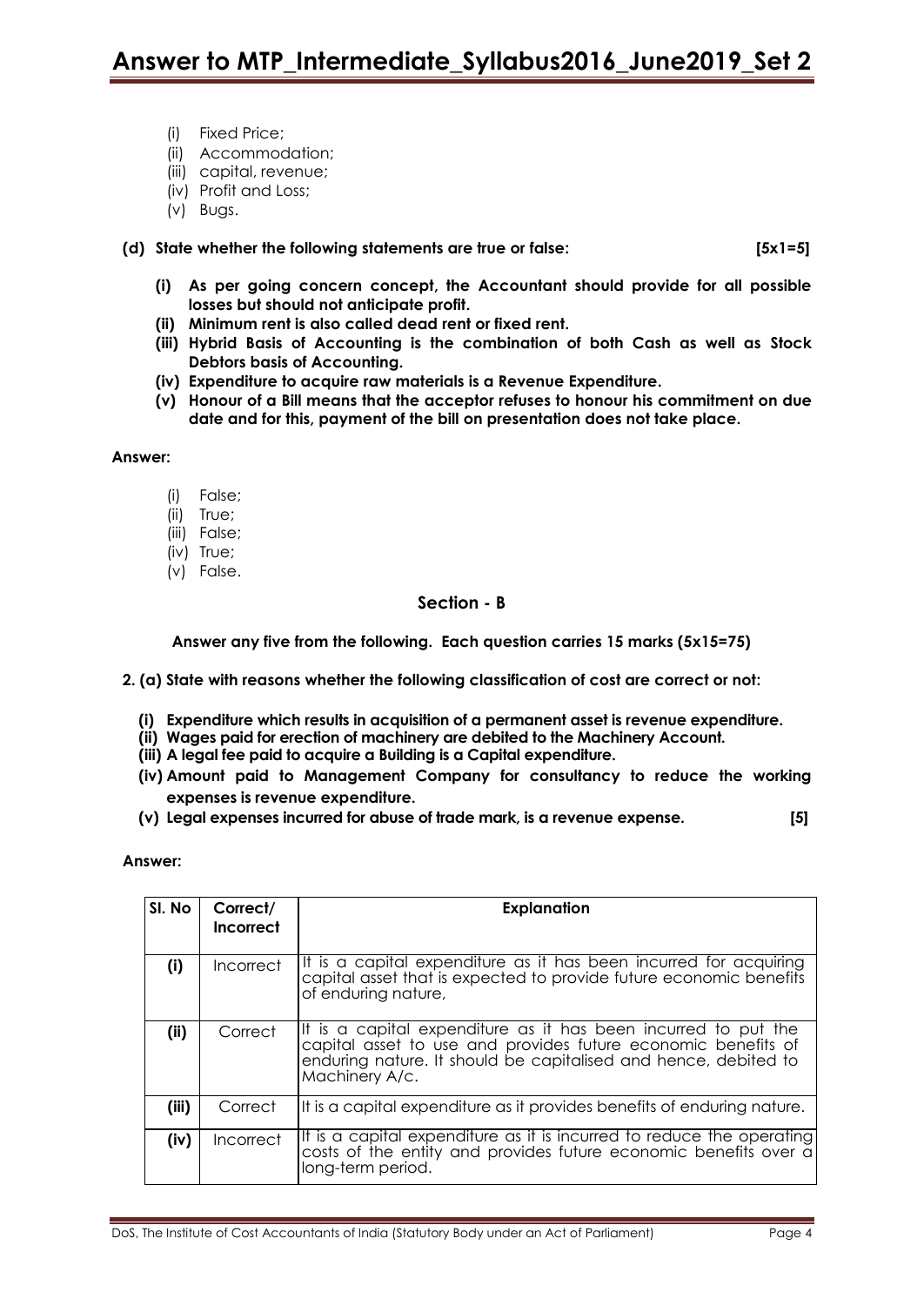(i) Fixed Price;
(ii) Accommodation;
(iii) capital, revenue;
(iv) Profit and Loss;
(v) Bugs.

**(d) State whether the following statements are true or false: [5x1=5]**

**(i) As per going concern concept, the Accountant should provide for all possible losses but should not anticipate profit.**
**(ii) Minimum rent is also called dead rent or fixed rent.**
**(iii) Hybrid Basis of Accounting is the combination of both Cash as well as Stock Debtors basis of Accounting.**
**(iv) Expenditure to acquire raw materials is a Revenue Expenditure.**
**(v) Honour of a Bill means that the acceptor refuses to honour his commitment on due date and for this, payment of the bill on presentation does not take place.**

**Answer:**

(i) False;
(ii) True;
(iii) False;
(iv) True;
(v) False.

## Section - B

**Answer any five from the following. Each question carries 15 marks (5x15=75)**

**2. (a) State with reasons whether the following classification of cost are correct or not:**

**(i) Expenditure which results in acquisition of a permanent asset is revenue expenditure.**
**(ii) Wages paid for erection of machinery are debited to the Machinery Account.**
**(iii) A legal fee paid to acquire a Building is a Capital expenditure.**
**(iv) Amount paid to Management Company for consultancy to reduce the working expenses is revenue expenditure.**
**(v) Legal expenses incurred for abuse of trade mark, is a revenue expense. [5]**

**Answer:**

| Sl. No | Correct/ Incorrect | Explanation |
|---|---|---|
| **(i)** | Incorrect | It is a capital expenditure as it has been incurred for acquiring capital asset that is expected to provide future economic benefits of enduring nature, |
| **(ii)** | Correct | It is a capital expenditure as it has been incurred to put the capital asset to use and provides future economic benefits of enduring nature. It should be capitalised and hence, debited to Machinery A/c. |
| **(iii)** | Correct | It is a capital expenditure as it provides benefits of enduring nature. |
| **(iv)** | Incorrect | It is a capital expenditure as it is incurred to reduce the operating costs of the entity and provides future economic benefits over a long-term period. |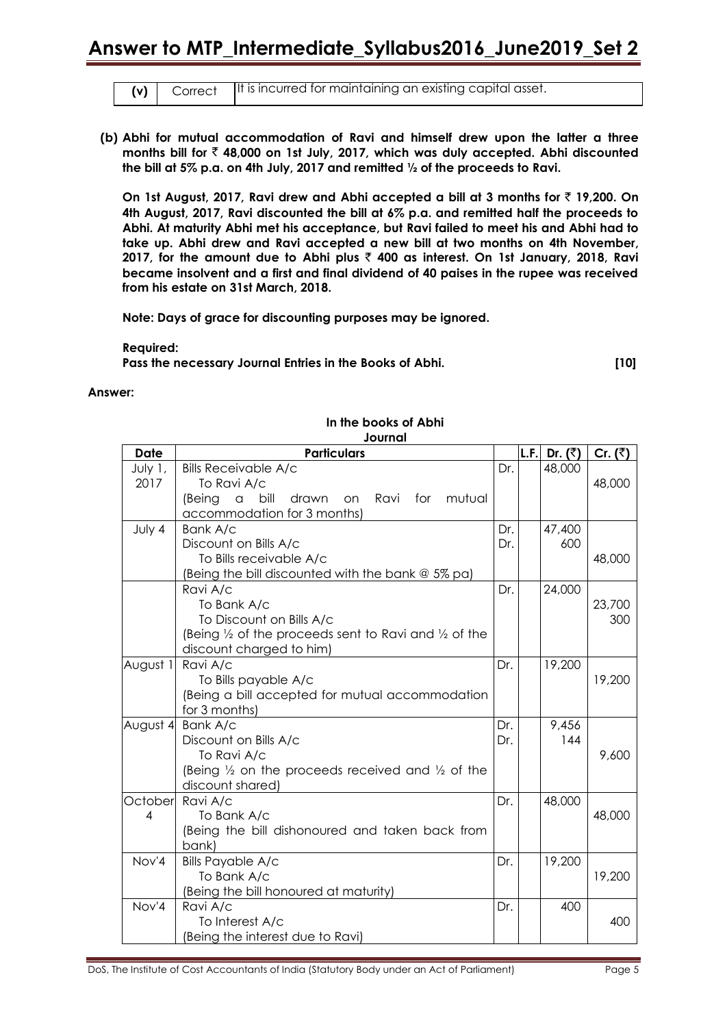| (v) | Correct | It is incurred for maintaining an existing capital asset. |
|---|---|---|

**(b) Abhi for mutual accommodation of Ravi and himself drew upon the latter a three months bill for ₹ 48,000 on 1st July, 2017, which was duly accepted. Abhi discounted the bill at 5% p.a. on 4th July, 2017 and remitted ½ of the proceeds to Ravi.**

**On 1st August, 2017, Ravi drew and Abhi accepted a bill at 3 months for ₹ 19,200. On 4th August, 2017, Ravi discounted the bill at 6% p.a. and remitted half the proceeds to Abhi. At maturity Abhi met his acceptance, but Ravi failed to meet his and Abhi had to take up. Abhi drew and Ravi accepted a new bill at two months on 4th November, 2017, for the amount due to Abhi plus ₹ 400 as interest. On 1st January, 2018, Ravi became insolvent and a first and final dividend of 40 paises in the rupee was received from his estate on 31st March, 2018.**

**Note: Days of grace for discounting purposes may be ignored.**

**Required:**

**Pass the necessary Journal Entries in the Books of Abhi. [10]**

**Answer:**

**In the books of Abhi**
**Journal**

| Date | Particulars | | L.F. | Dr. (₹) | Cr. (₹) |
|---|---|---|---|---|---|
| July 1, 2017 | Bills Receivable A/c<br>To Ravi A/c<br>(Being a bill drawn on Ravi for mutual accommodation for 3 months) | Dr. | | 48,000 | 48,000 |
| July 4 | Bank A/c<br>Discount on Bills A/c<br>To Bills receivable A/c<br>(Being the bill discounted with the bank @ 5% pa) | Dr.<br>Dr. | | 47,400<br>600 | 48,000 |
| | Ravi A/c<br>To Bank A/c<br>To Discount on Bills A/c<br>(Being ½ of the proceeds sent to Ravi and ½ of the discount charged to him) | Dr. | | 24,000 | 23,700<br>300 |
| August 1 | Ravi A/c<br>To Bills payable A/c<br>(Being a bill accepted for mutual accommodation for 3 months) | Dr. | | 19,200 | 19,200 |
| August 4 | Bank A/c<br>Discount on Bills A/c<br>To Ravi A/c<br>(Being ½ on the proceeds received and ½ of the discount shared) | Dr.<br>Dr. | | 9,456<br>144 | 9,600 |
| October 4 | Ravi A/c<br>To Bank A/c<br>(Being the bill dishonoured and taken back from bank) | Dr. | | 48,000 | 48,000 |
| Nov'4 | Bills Payable A/c<br>To Bank A/c<br>(Being the bill honoured at maturity) | Dr. | | 19,200 | 19,200 |
| Nov'4 | Ravi A/c<br>To Interest A/c<br>(Being the interest due to Ravi) | Dr. | | 400 | 400 |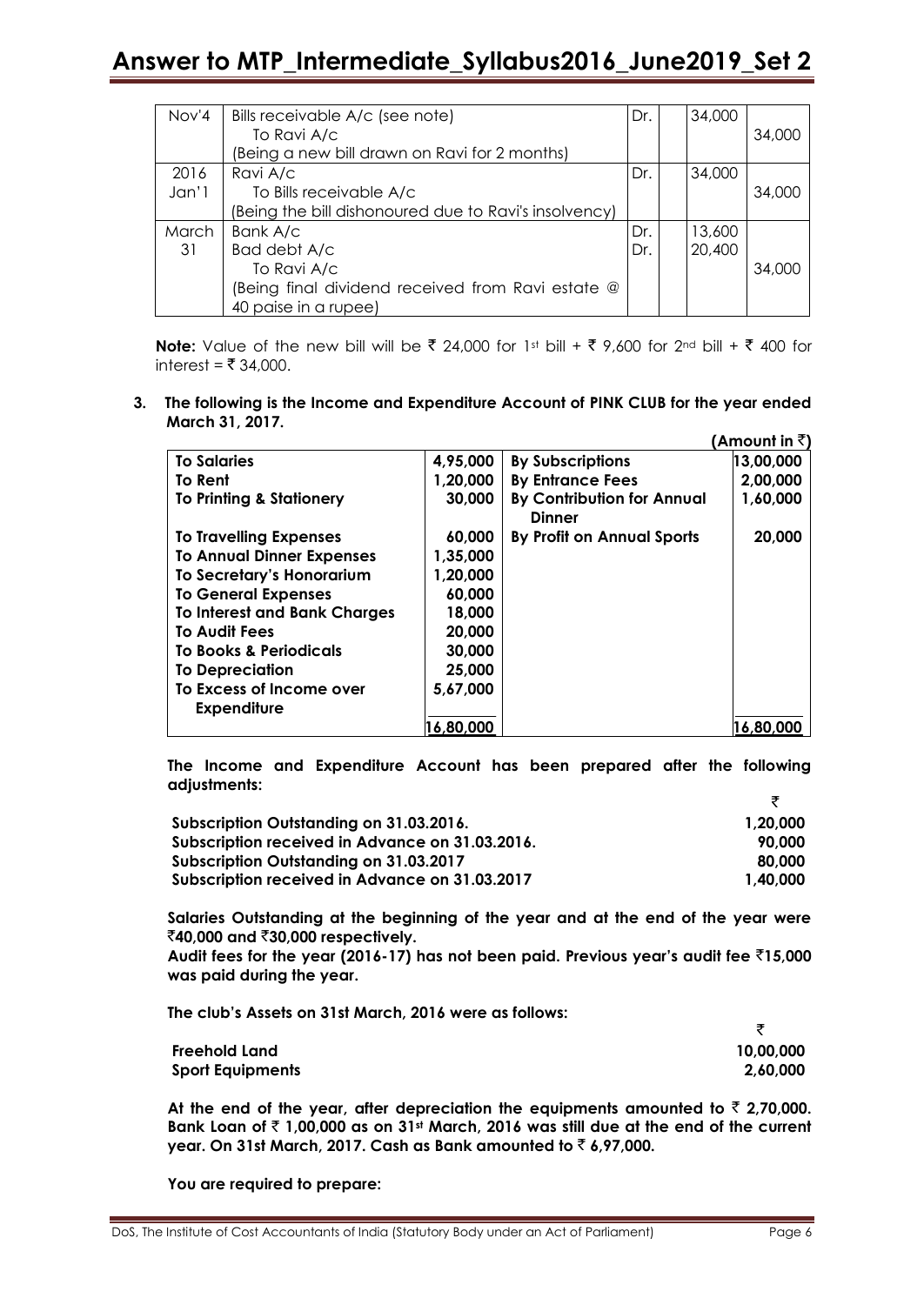| | | | | |
|---|---|---|---|---|
| Nov'4 | Bills receivable A/c (see note)<br>To Ravi A/c<br>(Being a new bill drawn on Ravi for 2 months) | Dr. | 34,000 | 34,000 |
| 2016<br>Jan'1 | Ravi A/c<br>To Bills receivable A/c<br>(Being the bill dishonoured due to Ravi's insolvency) | Dr. | 34,000 | 34,000 |
| March<br>31 | Bank A/c<br>Bad debt A/c<br>To Ravi A/c<br>(Being final dividend received from Ravi estate @ 40 paise in a rupee) | Dr.<br>Dr. | 13,600<br>20,400 | 34,000 |

**Note:** Value of the new bill will be ₹ 24,000 for 1st bill + ₹ 9,600 for 2nd bill + ₹ 400 for interest = ₹ 34,000.

**3. The following is the Income and Expenditure Account of PINK CLUB for the year ended March 31, 2017.**

**(Amount in ₹)**

| | | | |
|---|---|---|---|
| **To Salaries** | **4,95,000** | **By Subscriptions** | **13,00,000** |
| **To Rent** | **1,20,000** | **By Entrance Fees** | **2,00,000** |
| **To Printing & Stationery** | **30,000** | **By Contribution for Annual Dinner** | **1,60,000** |
| **To Travelling Expenses** | **60,000** | **By Profit on Annual Sports** | **20,000** |
| **To Annual Dinner Expenses** | **1,35,000** | | |
| **To Secretary's Honorarium** | **1,20,000** | | |
| **To General Expenses** | **60,000** | | |
| **To Interest and Bank Charges** | **18,000** | | |
| **To Audit Fees** | **20,000** | | |
| **To Books & Periodicals** | **30,000** | | |
| **To Depreciation** | **25,000** | | |
| **To Excess of Income over Expenditure** | **5,67,000** | | |
| | **16,80,000** | | **16,80,000** |

**The Income and Expenditure Account has been prepared after the following adjustments:**

| | ₹ |
|---|---|
| **Subscription Outstanding on 31.03.2016.** | **1,20,000** |
| **Subscription received in Advance on 31.03.2016.** | **90,000** |
| **Subscription Outstanding on 31.03.2017** | **80,000** |
| **Subscription received in Advance on 31.03.2017** | **1,40,000** |

**Salaries Outstanding at the beginning of the year and at the end of the year were ₹40,000 and ₹30,000 respectively.**

**Audit fees for the year (2016-17) has not been paid. Previous year's audit fee ₹15,000 was paid during the year.**

**The club's Assets on 31st March, 2016 were as follows:**

| | ₹ |
|---|---|
| **Freehold Land** | **10,00,000** |
| **Sport Equipments** | **2,60,000** |

**At the end of the year, after depreciation the equipments amounted to ₹ 2,70,000. Bank Loan of ₹ 1,00,000 as on 31st March, 2016 was still due at the end of the current year. On 31st March, 2017. Cash as Bank amounted to ₹ 6,97,000.**

**You are required to prepare:**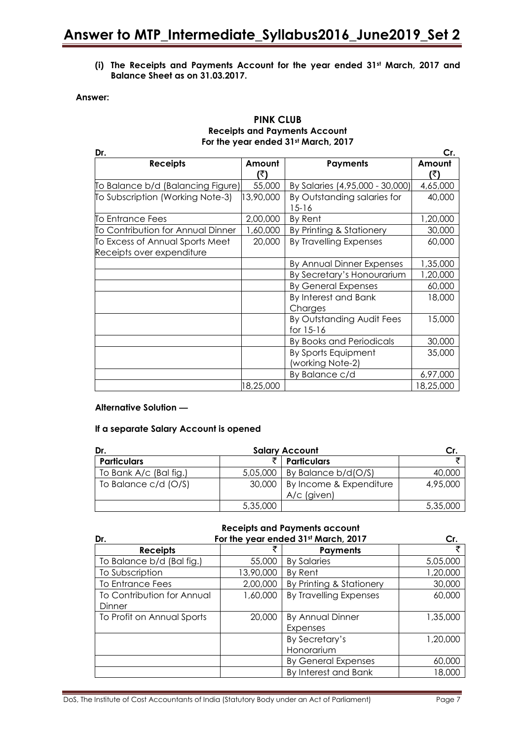**(i) The Receipts and Payments Account for the year ended 31st March, 2017 and Balance Sheet as on 31.03.2017.**

**Answer:**

**PINK CLUB**
**Receipts and Payments Account**
**For the year ended 31st March, 2017**

| Dr. | | | Cr. |
|---|---|---|---|
| **Receipts** | **Amount (₹)** | **Payments** | **Amount (₹)** |
| To Balance b/d (Balancing Figure) | 55,000 | By Salaries (4,95,000 - 30,000) | 4,65,000 |
| To Subscription (Working Note-3) | 13,90,000 | By Outstanding salaries for 15-16 | 40,000 |
| To Entrance Fees | 2,00,000 | By Rent | 1,20,000 |
| To Contribution for Annual Dinner | 1,60,000 | By Printing & Stationery | 30,000 |
| To Excess of Annual Sports Meet Receipts over expenditure | 20,000 | By Travelling Expenses | 60,000 |
| | | By Annual Dinner Expenses | 1,35,000 |
| | | By Secretary's Honourarium | 1,20,000 |
| | | By General Expenses | 60,000 |
| | | By Interest and Bank Charges | 18,000 |
| | | By Outstanding Audit Fees for 15-16 | 15,000 |
| | | By Books and Periodicals | 30,000 |
| | | By Sports Equipment (working Note-2) | 35,000 |
| | | By Balance c/d | 6,97,000 |
| | 18,25,000 | | 18,25,000 |

**Alternative Solution —**

**If a separate Salary Account is opened**

**Salary Account**

| Dr. | | | Cr. |
|---|---|---|---|
| **Particulars** | ₹ | **Particulars** | ₹ |
| To Bank A/c (Bal fig.) | 5,05,000 | By Balance b/d(O/S) | 40,000 |
| To Balance c/d (O/S) | 30,000 | By Income & Expenditure A/c (given) | 4,95,000 |
| | 5,35,000 | | 5,35,000 |

**Receipts and Payments account**
**For the year ended 31st March, 2017**

| Dr. | | | Cr. |
|---|---|---|---|
| **Receipts** | ₹ | **Payments** | ₹ |
| To Balance b/d (Bal fig.) | 55,000 | By Salaries | 5,05,000 |
| To Subscription | 13,90,000 | By Rent | 1,20,000 |
| To Entrance Fees | 2,00,000 | By Printing & Stationery | 30,000 |
| To Contribution for Annual Dinner | 1,60,000 | By Travelling Expenses | 60,000 |
| To Profit on Annual Sports | 20,000 | By Annual Dinner Expenses | 1,35,000 |
| | | By Secretary's Honorarium | 1,20,000 |
| | | By General Expenses | 60,000 |
| | | By Interest and Bank | 18,000 |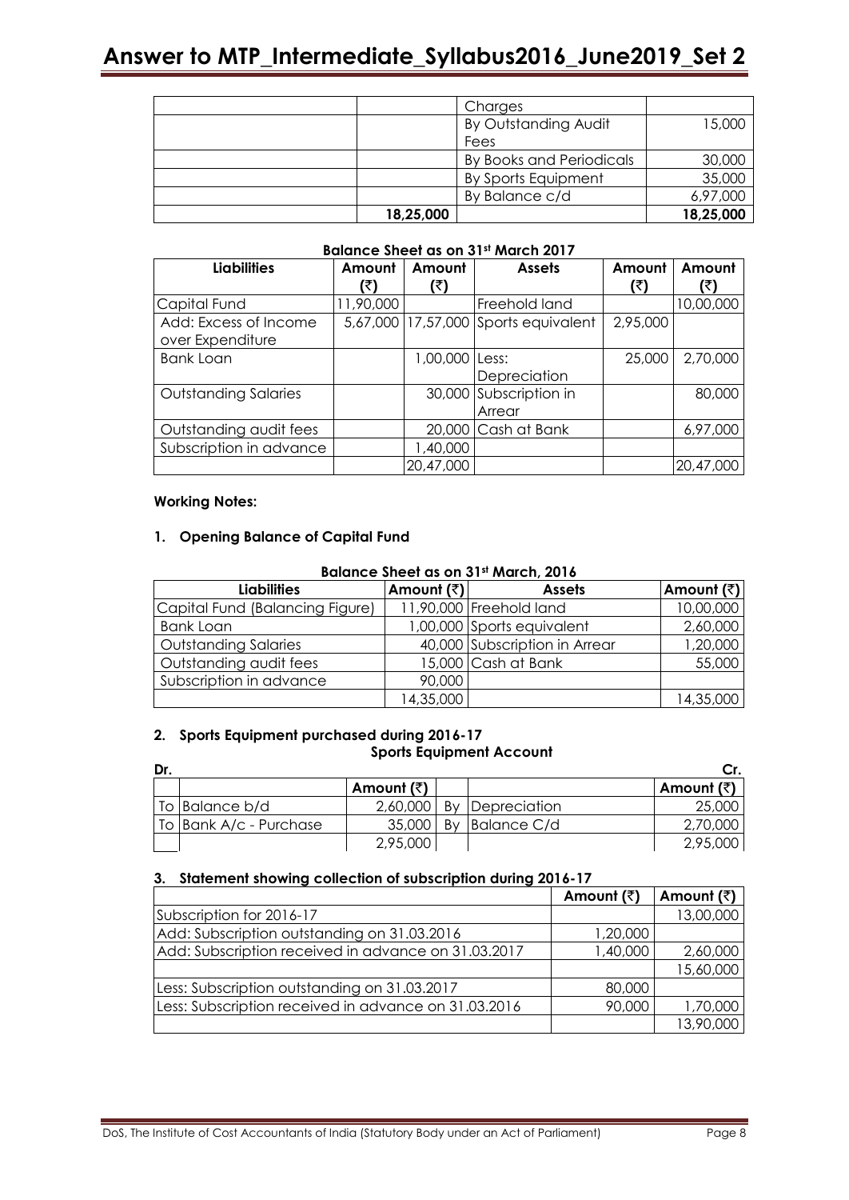| | | Charges | |
|---|---|---|---|
| | | By Outstanding Audit Fees | 15,000 |
| | | By Books and Periodicals | 30,000 |
| | | By Sports Equipment | 35,000 |
| | | By Balance c/d | 6,97,000 |
| | 18,25,000 | | 18,25,000 |

**Balance Sheet as on 31st March 2017**

| Liabilities | Amount (₹) | Amount (₹) | Assets | Amount (₹) | Amount (₹) |
|---|---|---|---|---|---|
| Capital Fund | 11,90,000 | | Freehold land | | 10,00,000 |
| Add: Excess of Income over Expenditure | 5,67,000 | 17,57,000 | Sports equivalent | 2,95,000 | |
| Bank Loan | | 1,00,000 | Less: Depreciation | 25,000 | 2,70,000 |
| Outstanding Salaries | | 30,000 | Subscription in Arrear | | 80,000 |
| Outstanding audit fees | | 20,000 | Cash at Bank | | 6,97,000 |
| Subscription in advance | | 1,40,000 | | | |
| | | 20,47,000 | | | 20,47,000 |

**Working Notes:**

**1. Opening Balance of Capital Fund**

**Balance Sheet as on 31st March, 2016**

| Liabilities | Amount (₹) | Assets | Amount (₹) |
|---|---|---|---|
| Capital Fund (Balancing Figure) | 11,90,000 | Freehold land | 10,00,000 |
| Bank Loan | 1,00,000 | Sports equivalent | 2,60,000 |
| Outstanding Salaries | 40,000 | Subscription in Arrear | 1,20,000 |
| Outstanding audit fees | 15,000 | Cash at Bank | 55,000 |
| Subscription in advance | 90,000 | | |
| | 14,35,000 | | 14,35,000 |

**2. Sports Equipment purchased during 2016-17**

**Sports Equipment Account**

| Dr. | | | | | Cr. |
|---|---|---|---|---|---|
| | | Amount (₹) | | | Amount (₹) |
| To | Balance b/d | 2,60,000 | By | Depreciation | 25,000 |
| To | Bank A/c - Purchase | 35,000 | By | Balance C/d | 2,70,000 |
| | | 2,95,000 | | | 2,95,000 |

**3. Statement showing collection of subscription during 2016-17**

| | Amount (₹) | Amount (₹) |
|---|---|---|
| Subscription for 2016-17 | | 13,00,000 |
| Add: Subscription outstanding on 31.03.2016 | 1,20,000 | |
| Add: Subscription received in advance on 31.03.2017 | 1,40,000 | 2,60,000 |
| | | 15,60,000 |
| Less: Subscription outstanding on 31.03.2017 | 80,000 | |
| Less: Subscription received in advance on 31.03.2016 | 90,000 | 1,70,000 |
| | | 13,90,000 |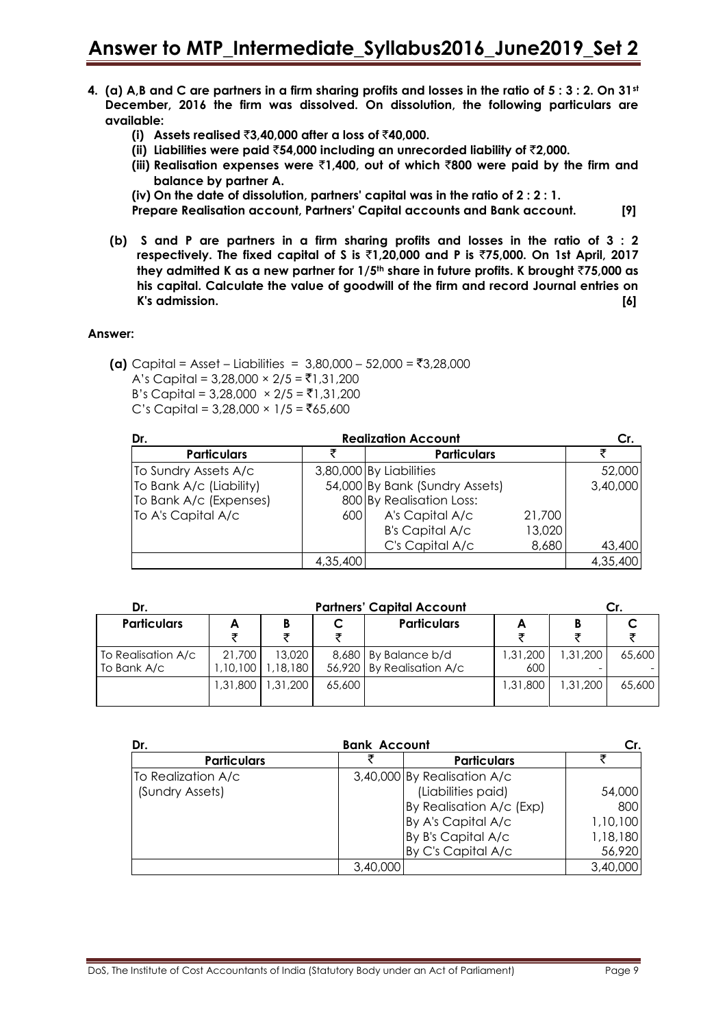**4. (a) A,B and C are partners in a firm sharing profits and losses in the ratio of 5 : 3 : 2. On 31st December, 2016 the firm was dissolved. On dissolution, the following particulars are available:**

**(i) Assets realised ₹3,40,000 after a loss of ₹40,000.**

**(ii) Liabilities were paid ₹54,000 including an unrecorded liability of ₹2,000.**

**(iii) Realisation expenses were ₹1,400, out of which ₹800 were paid by the firm and balance by partner A.**

**(iv) On the date of dissolution, partners' capital was in the ratio of 2 : 2 : 1.**

**Prepare Realisation account, Partners' Capital accounts and Bank account. [9]**

**(b) S and P are partners in a firm sharing profits and losses in the ratio of 3 : 2 respectively. The fixed capital of S is ₹1,20,000 and P is ₹75,000. On 1st April, 2017 they admitted K as a new partner for 1/5th share in future profits. K brought ₹75,000 as his capital. Calculate the value of goodwill of the firm and record Journal entries on K's admission. [6]**

**Answer:**

**(a)** Capital = Asset – Liabilities = 3,80,000 – 52,000 = ₹3,28,000

A's Capital = 3,28,000 × 2/5 = ₹1,31,200

B's Capital = 3,28,000 × 2/5 = ₹1,31,200

C's Capital = 3,28,000 × 1/5 = ₹65,600

**Dr. Realization Account Cr.**

| Particulars | ₹ | Particulars | | ₹ |
|---|---|---|---|---|
| To Sundry Assets A/c | 3,80,000 | By Liabilities | | 52,000 |
| To Bank A/c (Liability) | 54,000 | By Bank (Sundry Assets) | | 3,40,000 |
| To Bank A/c (Expenses) | 800 | By Realisation Loss: | | |
| To A's Capital A/c | 600 | A's Capital A/c | 21,700 | |
| | | B's Capital A/c | 13,020 | |
| | | C's Capital A/c | 8,680 | 43,400 |
| | 4,35,400 | | | 4,35,400 |

**Dr. Partners' Capital Account Cr.**

| Particulars | A ₹ | B ₹ | C ₹ | Particulars | A ₹ | B ₹ | C ₹ |
|---|---|---|---|---|---|---|---|
| To Realisation A/c | 21,700 | 13,020 | 8,680 | By Balance b/d | 1,31,200 | 1,31,200 | 65,600 |
| To Bank A/c | 1,10,100 | 1,18,180 | 56,920 | By Realisation A/c | 600 | - | - |
| | 1,31,800 | 1,31,200 | 65,600 | | 1,31,800 | 1,31,200 | 65,600 |

**Dr. Bank Account Cr.**

| Particulars | ₹ | Particulars | ₹ |
|---|---|---|---|
| To Realization A/c (Sundry Assets) | 3,40,000 | By Realisation A/c (Liabilities paid) | 54,000 |
| | | By Realisation A/c (Exp) | 800 |
| | | By A's Capital A/c | 1,10,100 |
| | | By B's Capital A/c | 1,18,180 |
| | | By C's Capital A/c | 56,920 |
| | 3,40,000 | | 3,40,000 |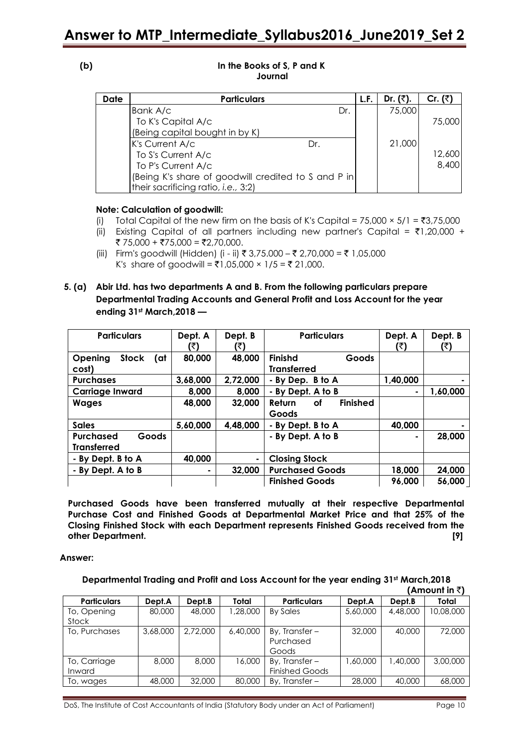**(b)**

**In the Books of S, P and K**
**Journal**

| Date | Particulars | L.F. | Dr. (₹). | Cr. (₹) |
|---|---|---|---|---|
| | Bank A/c Dr. | | 75,000 | |
| | To K's Capital A/c | | | 75,000 |
| | (Being capital bought in by K) | | | |
| | K's Current A/c Dr. | | 21,000 | |
| | To S's Current A/c | | | 12,600 |
| | To P's Current A/c | | | 8,400 |
| | (Being K's share of goodwill credited to S and P in their sacrificing ratio, *i.e.,* 3:2) | | | |

**Note: Calculation of goodwill:**

(i) Total Capital of the new firm on the basis of K's Capital = 75,000 × 5/1 = ₹3,75,000

(ii) Existing Capital of all partners including new partner's Capital = ₹1,20,000 + ₹ 75,000 + ₹75,000 = ₹2,70,000.

(iii) Firm's goodwill (Hidden) (i - ii) ₹ 3,75.000 – ₹ 2,70,000 = ₹ 1,05,000
K's share of goodwill = ₹1,05,000 × 1/5 = ₹ 21,000.

**5. (a) Abir Ltd. has two departments A and B. From the following particulars prepare Departmental Trading Accounts and General Profit and Loss Account for the year ending 31st March,2018 —**

| Particulars | Dept. A (₹) | Dept. B (₹) | Particulars | Dept. A (₹) | Dept. B (₹) |
|---|---|---|---|---|---|
| **Opening Stock (at cost)** | **80,000** | **48,000** | **Finishd Goods Transferred** | | |
| **Purchases** | **3,68,000** | **2,72,000** | **- By Dep. B to A** | **1,40,000** | **-** |
| **Carriage Inward** | **8,000** | **8,000** | **- By Dept. A to B** | **-** | **1,60,000** |
| **Wages** | **48,000** | **32,000** | **Return of Finished Goods** | | |
| **Sales** | **5,60,000** | **4,48,000** | **- By Dept. B to A** | **40,000** | **-** |
| **Purchased Goods Transferred** | | | **- By Dept. A to B** | **-** | **28,000** |
| **- By Dept. B to A** | **40,000** | **-** | **Closing Stock** | | |
| **- By Dept. A to B** | **-** | **32,000** | **Purchased Goods** | **18,000** | **24,000** |
| | | | **Finished Goods** | **96,000** | **56,000** |

**Purchased Goods have been transferred mutually at their respective Departmental Purchase Cost and Finished Goods at Departmental Market Price and that 25% of the Closing Finished Stock with each Department represents Finished Goods received from the other Department. [9]**

**Answer:**

**Departmental Trading and Profit and Loss Account for the year ending 31st March,2018**

**(Amount in ₹)**

| Particulars | Dept.A | Dept.B | Total | Particulars | Dept.A | Dept.B | Total |
|---|---|---|---|---|---|---|---|
| To, Opening Stock | 80,000 | 48,000 | 1,28,000 | By Sales | 5,60,000 | 4,48,000 | 10,08,000 |
| To, Purchases | 3,68,000 | 2,72,000 | 6,40,000 | By, Transfer – Purchased Goods | 32,000 | 40,000 | 72,000 |
| To, Carriage Inward | 8,000 | 8,000 | 16,000 | By, Transfer – Finished Goods | 1,60,000 | 1,40,000 | 3,00,000 |
| To, wages | 48,000 | 32,000 | 80,000 | By, Transfer – | 28,000 | 40,000 | 68,000 |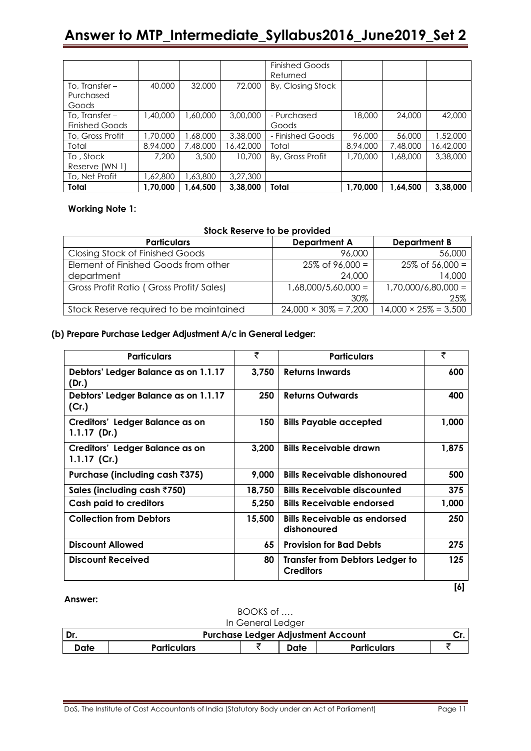| | | | | Finished Goods Returned | | | |
|---|---|---|---|---|---|---|---|
| To, Transfer – Purchased Goods | 40,000 | 32,000 | 72,000 | By, Closing Stock | | | |
| To, Transfer – Finished Goods | 1,40,000 | 1,60,000 | 3,00,000 | - Purchased Goods | 18,000 | 24,000 | 42,000 |
| To, Gross Profit | 1,70,000 | 1,68,000 | 3,38,000 | - Finished Goods | 96,000 | 56,000 | 1,52,000 |
| Total | 8,94,000 | 7,48,000 | 16,42,000 | Total | 8,94,000 | 7,48,000 | 16,42,000 |
| To , Stock Reserve (WN 1) | 7,200 | 3,500 | 10,700 | By, Gross Profit | 1,70,000 | 1,68,000 | 3,38,000 |
| To, Net Profit | 1,62,800 | 1,63,800 | 3,27,300 | | | | |
| **Total** | **1,70,000** | **1,64,500** | **3,38,000** | **Total** | **1,70,000** | **1,64,500** | **3,38,000** |

**Working Note 1:**

**Stock Reserve to be provided**

| Particulars | Department A | Department B |
|---|---|---|
| Closing Stock of Finished Goods | 96,000 | 56,000 |
| Element of Finished Goods from other department | 25% of 96,000 = 24,000 | 25% of 56,000 = 14,000 |
| Gross Profit Ratio ( Gross Profit/ Sales) | 1,68,000/5,60,000 = 30% | 1,70,000/6,80,000 = 25% |
| Stock Reserve required to be maintained | 24,000 × 30% = 7,200 | 14,000 × 25% = 3,500 |

**(b) Prepare Purchase Ledger Adjustment A/c in General Ledger:**

| Particulars | ₹ | Particulars | ₹ |
|---|---|---|---|
| **Debtors' Ledger Balance as on 1.1.17 (Dr.)** | **3,750** | **Returns Inwards** | **600** |
| **Debtors' Ledger Balance as on 1.1.17 (Cr.)** | **250** | **Returns Outwards** | **400** |
| **Creditors' Ledger Balance as on 1.1.17 (Dr.)** | **150** | **Bills Payable accepted** | **1,000** |
| **Creditors' Ledger Balance as on 1.1.17 (Cr.)** | **3,200** | **Bills Receivable drawn** | **1,875** |
| **Purchase (including cash ₹375)** | **9,000** | **Bills Receivable dishonoured** | **500** |
| **Sales (including cash ₹750)** | **18,750** | **Bills Receivable discounted** | **375** |
| **Cash paid to creditors** | **5,250** | **Bills Receivable endorsed** | **1,000** |
| **Collection from Debtors** | **15,500** | **Bills Receivable as endorsed dishonoured** | **250** |
| **Discount Allowed** | **65** | **Provision for Bad Debts** | **275** |
| **Discount Received** | **80** | **Transfer from Debtors Ledger to Creditors** | **125** |

**[6]**

**Answer:**

BOOKS of ….

In General Ledger

| Dr. | **Purchase Ledger Adjustment Account** | | | | Cr. |
|---|---|---|---|---|---|
| **Date** | **Particulars** | **₹** | **Date** | **Particulars** | **₹** |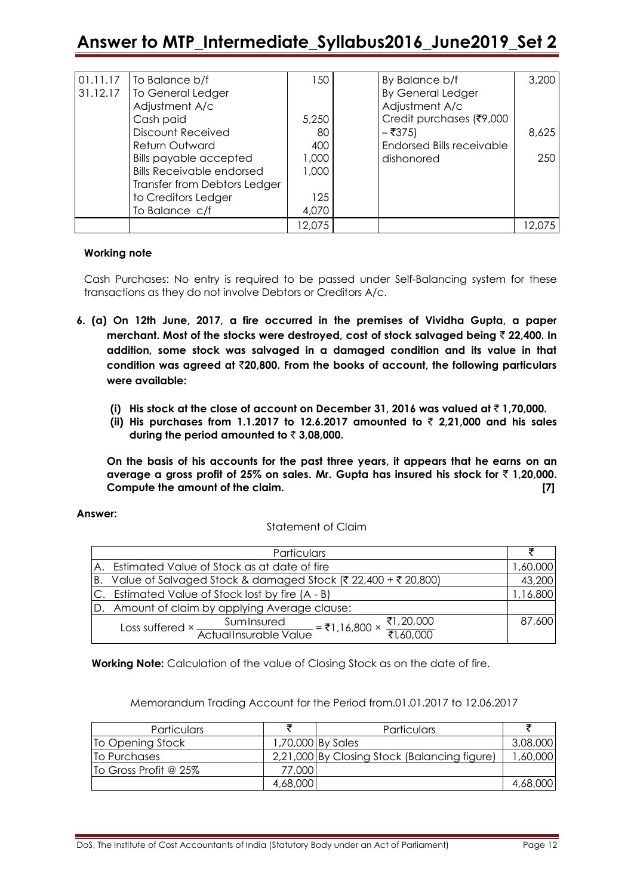| | | | | | |
|---|---|---|---|---|---|
| 01.11.17 | To Balance b/f | 150 | | By Balance b/f | 3,200 |
| 31.12.17 | To General Ledger Adjustment A/c | | | By General Ledger Adjustment A/c | |
| | Cash paid | 5,250 | | Credit purchases (₹9,000 – ₹375) | 8,625 |
| | Discount Received | 80 | | Endorsed Bills receivable dishonored | 250 |
| | Return Outward | 400 | | | |
| | Bills payable accepted | 1,000 | | | |
| | Bills Receivable endorsed | 1,000 | | | |
| | Transfer from Debtors Ledger to Creditors Ledger | 125 | | | |
| | To Balance c/f | 4,070 | | | |
| | | 12,075 | | | 12,075 |

**Working note**

Cash Purchases: No entry is required to be passed under Self-Balancing system for these transactions as they do not involve Debtors or Creditors A/c.

**6. (a) On 12th June, 2017, a fire occurred in the premises of Vividha Gupta, a paper merchant. Most of the stocks were destroyed, cost of stock salvaged being ₹ 22,400. In addition, some stock was salvaged in a damaged condition and its value in that condition was agreed at ₹20,800. From the books of account, the following particulars were available:**

- **(i) His stock at the close of account on December 31, 2016 was valued at ₹ 1,70,000.**
- **(ii) His purchases from 1.1.2017 to 12.6.2017 amounted to ₹ 2,21,000 and his sales during the period amounted to ₹ 3,08,000.**

**On the basis of his accounts for the past three years, it appears that he earns on an average a gross profit of 25% on sales. Mr. Gupta has insured his stock for ₹ 1,20,000. Compute the amount of the claim. [7]**

**Answer:**

Statement of Claim

| Particulars | ₹ |
|---|---|
| A. Estimated Value of Stock as at date of fire | 1,60,000 |
| B. Value of Salvaged Stock & damaged Stock (₹ 22,400 + ₹ 20,800) | 43,200 |
| C. Estimated Value of Stock lost by fire (A - B) | 1,16,800 |
| D. Amount of claim by applying Average clause: | |
| Loss suffered × $\frac{\text{Sum Insured}}{\text{Actual Insurable Value}}$ = ₹1,16,800 × $\frac{₹1,20,000}{₹1,60,000}$ | 87,600 |

**Working Note:** Calculation of the value of Closing Stock as on the date of fire.

Memorandum Trading Account for the Period from.01.01.2017 to 12.06.2017

| Particulars | ₹ | Particulars | ₹ |
|---|---|---|---|
| To Opening Stock | 1,70,000 | By Sales | 3,08,000 |
| To Purchases | 2,21,000 | By Closing Stock (Balancing figure) | 1,60,000 |
| To Gross Profit @ 25% | 77,000 | | |
| | 4,68,000 | | 4,68,000 |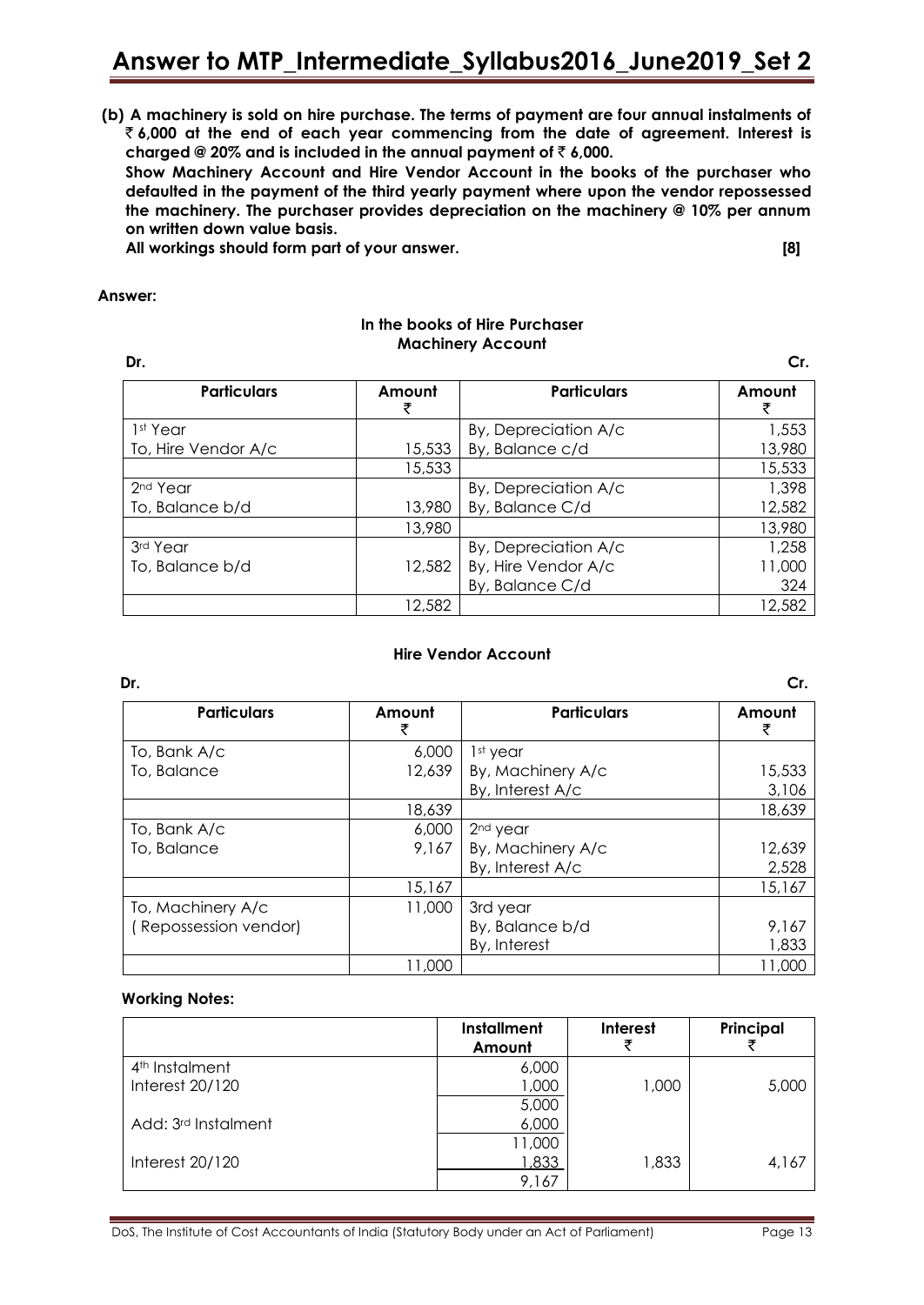**(b) A machinery is sold on hire purchase. The terms of payment are four annual instalments of ₹ 6,000 at the end of each year commencing from the date of agreement. Interest is charged @ 20% and is included in the annual payment of ₹ 6,000.**

**Show Machinery Account and Hire Vendor Account in the books of the purchaser who defaulted in the payment of the third yearly payment where upon the vendor repossessed the machinery. The purchaser provides depreciation on the machinery @ 10% per annum on written down value basis.**

**All workings should form part of your answer. [8]**

**Answer:**

**In the books of Hire Purchaser**
**Machinery Account**

Dr. Cr.

| Particulars | Amount ₹ | Particulars | Amount ₹ |
|---|---|---|---|
| 1st Year | | By, Depreciation A/c | 1,553 |
| To, Hire Vendor A/c | 15,533 | By, Balance c/d | 13,980 |
| | 15,533 | | 15,533 |
| 2nd Year | | By, Depreciation A/c | 1,398 |
| To, Balance b/d | 13,980 | By, Balance C/d | 12,582 |
| | 13,980 | | 13,980 |
| 3rd Year | | By, Depreciation A/c | 1,258 |
| To, Balance b/d | 12,582 | By, Hire Vendor A/c | 11,000 |
| | | By, Balance C/d | 324 |
| | 12,582 | | 12,582 |

**Hire Vendor Account**

Dr. Cr.

| Particulars | Amount ₹ | Particulars | Amount ₹ |
|---|---|---|---|
| To, Bank A/c | 6,000 | 1st year | |
| To, Balance | 12,639 | By, Machinery A/c | 15,533 |
| | | By, Interest A/c | 3,106 |
| | 18,639 | | 18,639 |
| To, Bank A/c | 6,000 | 2nd year | |
| To, Balance | 9,167 | By, Machinery A/c | 12,639 |
| | | By, Interest A/c | 2,528 |
| | 15,167 | | 15,167 |
| To, Machinery A/c | 11,000 | 3rd year | |
| ( Repossession vendor) | | By, Balance b/d | 9,167 |
| | | By, Interest | 1,833 |
| | 11,000 | | 11,000 |

**Working Notes:**

| | Installment Amount | Interest ₹ | Principal ₹ |
|---|---|---|---|
| 4th Instalment | 6,000 | | |
| Interest 20/120 | 1,000 | 1,000 | 5,000 |
| | 5,000 | | |
| Add: 3rd Instalment | 6,000 | | |
| | 11,000 | | |
| Interest 20/120 | 1,833 | 1,833 | 4,167 |
| | 9,167 | | |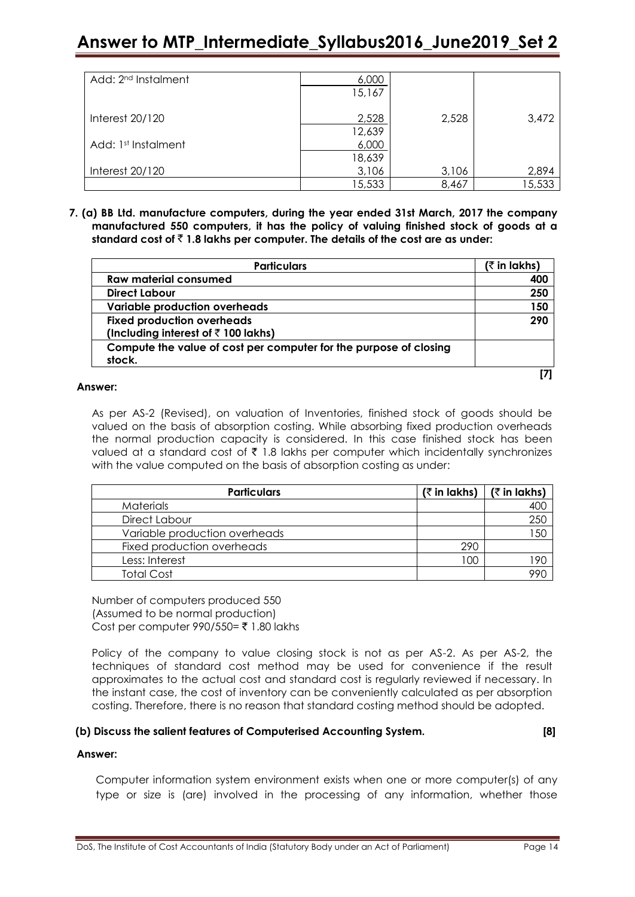| | | | |
|---|---|---|---|
| Add: 2nd Instalment | 6,000 | | |
| | 15,167 | | |
| Interest 20/120 | 2,528 | 2,528 | 3,472 |
| | 12,639 | | |
| Add: 1st Instalment | 6,000 | | |
| | 18,639 | | |
| Interest 20/120 | 3,106 | 3,106 | 2,894 |
| | 15,533 | 8,467 | 15,533 |

**7. (a) BB Ltd. manufacture computers, during the year ended 31st March, 2017 the company manufactured 550 computers, it has the policy of valuing finished stock of goods at a standard cost of ₹ 1.8 lakhs per computer. The details of the cost are as under:**

| Particulars | (₹ in lakhs) |
|---|---|
| **Raw material consumed** | **400** |
| **Direct Labour** | **250** |
| **Variable production overheads** | **150** |
| **Fixed production overheads (Including interest of ₹ 100 lakhs)** | **290** |
| **Compute the value of cost per computer for the purpose of closing stock.** | |

**[7]**

**Answer:**

As per AS-2 (Revised), on valuation of Inventories, finished stock of goods should be valued on the basis of absorption costing. While absorbing fixed production overheads the normal production capacity is considered. In this case finished stock has been valued at a standard cost of ₹ 1.8 lakhs per computer which incidentally synchronizes with the value computed on the basis of absorption costing as under:

| Particulars | (₹ in lakhs) | (₹ in lakhs) |
|---|---|---|
| Materials | | 400 |
| Direct Labour | | 250 |
| Variable production overheads | | 150 |
| Fixed production overheads | 290 | |
| Less: Interest | 100 | 190 |
| Total Cost | | 990 |

Number of computers produced 550
(Assumed to be normal production)
Cost per computer 990/550= ₹ 1.80 lakhs

Policy of the company to value closing stock is not as per AS-2. As per AS-2, the techniques of standard cost method may be used for convenience if the result approximates to the actual cost and standard cost is regularly reviewed if necessary. In the instant case, the cost of inventory can be conveniently calculated as per absorption costing. Therefore, there is no reason that standard costing method should be adopted.

**(b) Discuss the salient features of Computerised Accounting System. [8]**

**Answer:**

Computer information system environment exists when one or more computer(s) of any type or size is (are) involved in the processing of any information, whether those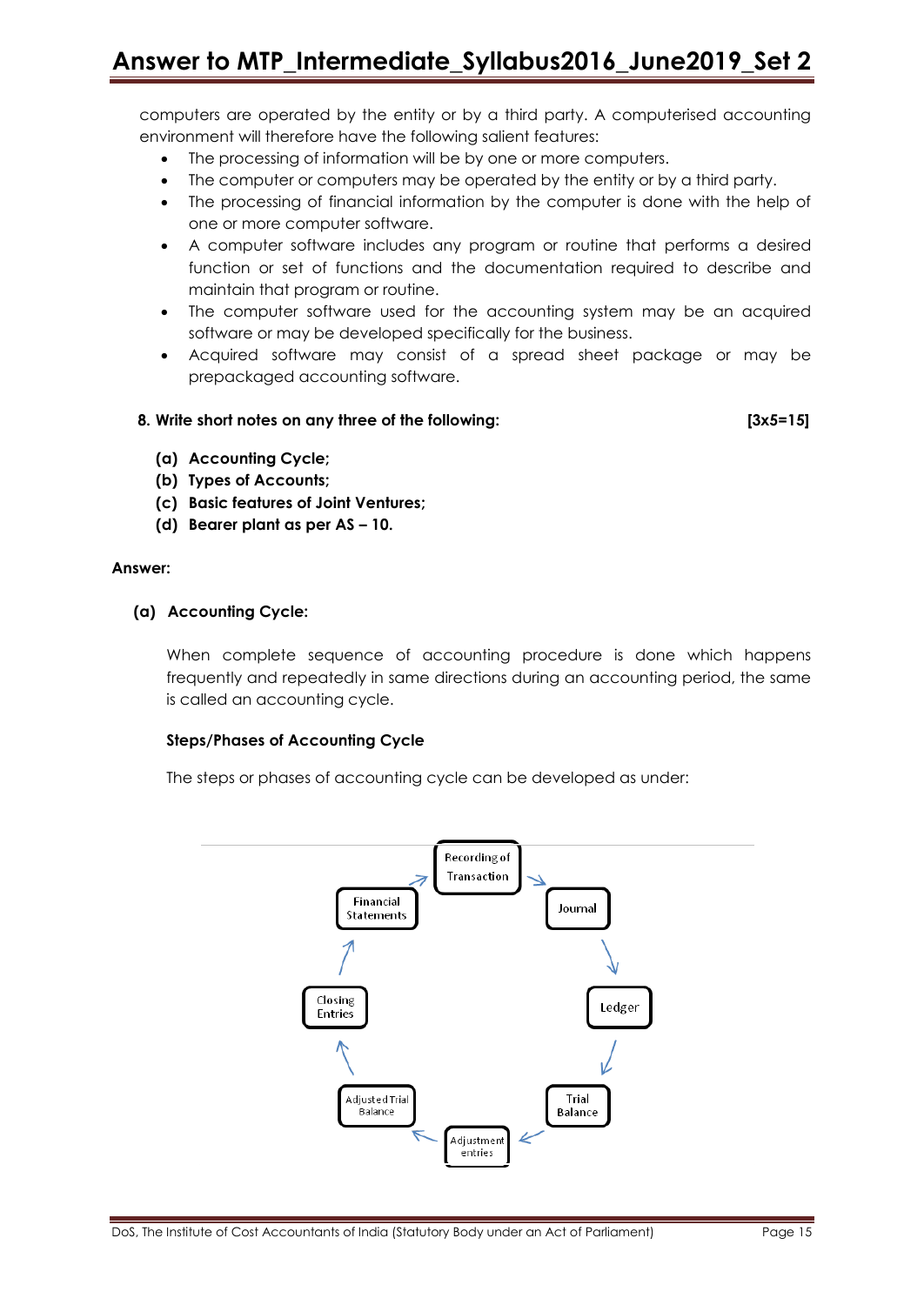computers are operated by the entity or by a third party. A computerised accounting environment will therefore have the following salient features:

- The processing of information will be by one or more computers.
- The computer or computers may be operated by the entity or by a third party.
- The processing of financial information by the computer is done with the help of one or more computer software.
- A computer software includes any program or routine that performs a desired function or set of functions and the documentation required to describe and maintain that program or routine.
- The computer software used for the accounting system may be an acquired software or may be developed specifically for the business.
- Acquired software may consist of a spread sheet package or may be prepackaged accounting software.

**8. Write short notes on any three of the following: [3x5=15]**

**(a) Accounting Cycle;**
**(b) Types of Accounts;**
**(c) Basic features of Joint Ventures;**
**(d) Bearer plant as per AS – 10.**

**Answer:**

**(a) Accounting Cycle:**

When complete sequence of accounting procedure is done which happens frequently and repeatedly in same directions during an accounting period, the same is called an accounting cycle.

**Steps/Phases of Accounting Cycle**

The steps or phases of accounting cycle can be developed as under:

Recording of Transaction → Journal → Ledger → Trial Balance → Adjustment entries → Adjusted Trial Balance → Closing Entries → Financial Statements → Recording of Transaction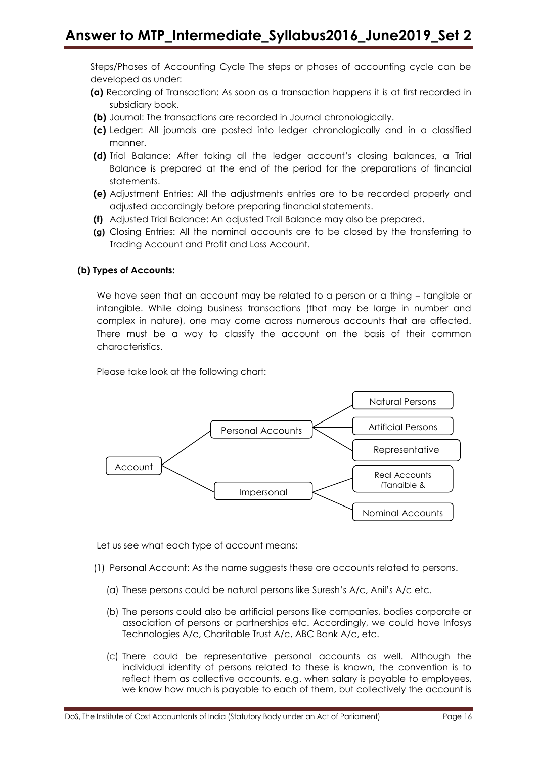Steps/Phases of Accounting Cycle The steps or phases of accounting cycle can be developed as under:

**(a)** Recording of Transaction: As soon as a transaction happens it is at first recorded in subsidiary book.

**(b)** Journal: The transactions are recorded in Journal chronologically.

**(c)** Ledger: All journals are posted into ledger chronologically and in a classified manner.

**(d)** Trial Balance: After taking all the ledger account's closing balances, a Trial Balance is prepared at the end of the period for the preparations of financial statements.

**(e)** Adjustment Entries: All the adjustments entries are to be recorded properly and adjusted accordingly before preparing financial statements.

**(f)** Adjusted Trial Balance: An adjusted Trail Balance may also be prepared.

**(g)** Closing Entries: All the nominal accounts are to be closed by the transferring to Trading Account and Profit and Loss Account.

**(b) Types of Accounts:**

We have seen that an account may be related to a person or a thing – tangible or intangible. While doing business transactions (that may be large in number and complex in nature), one may come across numerous accounts that are affected. There must be a way to classify the account on the basis of their common characteristics.

Please take look at the following chart:

- Account
  - Personal Accounts
    - Natural Persons
    - Artificial Persons
    - Representative
  - Impersonal
    - Real Accounts (Tangible &
    - Nominal Accounts

Let us see what each type of account means:

(1) Personal Account: As the name suggests these are accounts related to persons.

(a) These persons could be natural persons like Suresh's A/c, Anil's A/c etc.

(b) The persons could also be artificial persons like companies, bodies corporate or association of persons or partnerships etc. Accordingly, we could have Infosys Technologies A/c, Charitable Trust A/c, ABC Bank A/c, etc.

(c) There could be representative personal accounts as well. Although the individual identity of persons related to these is known, the convention is to reflect them as collective accounts. e.g. when salary is payable to employees, we know how much is payable to each of them, but collectively the account is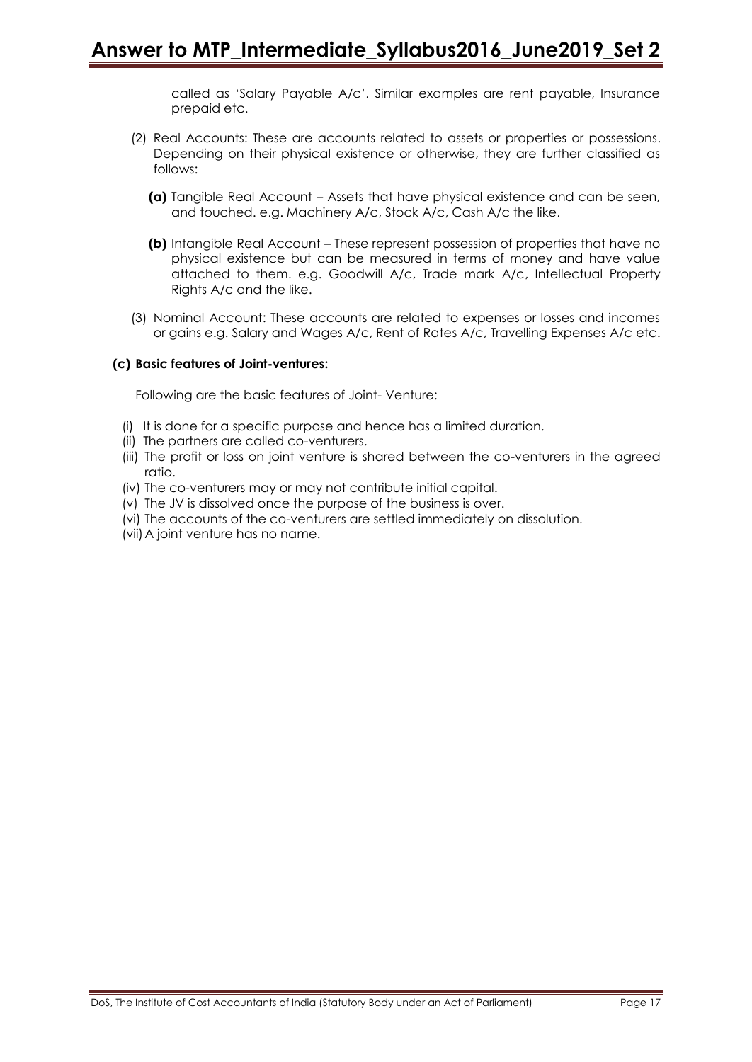called as 'Salary Payable A/c'. Similar examples are rent payable, Insurance prepaid etc.

(2) Real Accounts: These are accounts related to assets or properties or possessions. Depending on their physical existence or otherwise, they are further classified as follows:

**(a)** Tangible Real Account – Assets that have physical existence and can be seen, and touched. e.g. Machinery A/c, Stock A/c, Cash A/c the like.

**(b)** Intangible Real Account – These represent possession of properties that have no physical existence but can be measured in terms of money and have value attached to them. e.g. Goodwill A/c, Trade mark A/c, Intellectual Property Rights A/c and the like.

(3) Nominal Account: These accounts are related to expenses or losses and incomes or gains e.g. Salary and Wages A/c, Rent of Rates A/c, Travelling Expenses A/c etc.

**(c) Basic features of Joint-ventures:**

Following are the basic features of Joint- Venture:

(i) It is done for a specific purpose and hence has a limited duration.
(ii) The partners are called co-venturers.
(iii) The profit or loss on joint venture is shared between the co-venturers in the agreed ratio.
(iv) The co-venturers may or may not contribute initial capital.
(v) The JV is dissolved once the purpose of the business is over.
(vi) The accounts of the co-venturers are settled immediately on dissolution.
(vii) A joint venture has no name.